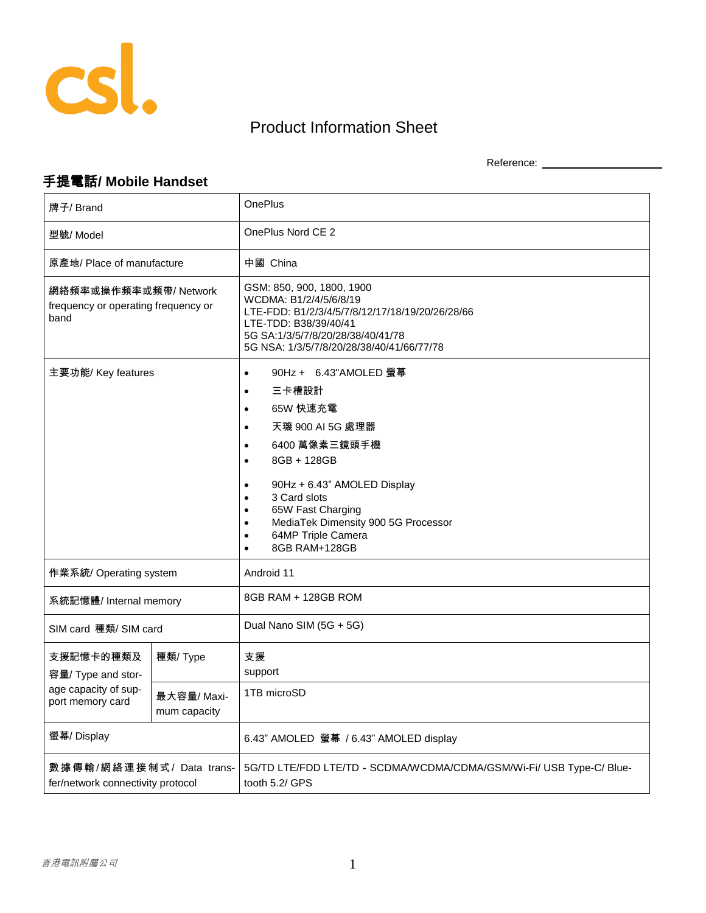# Product Information Sheet

Reference: ____________________

## 手提電話/ Mobile Handset

| | | |
|---|---|---|
| 牌子/ Brand | | OnePlus |
| 型號/ Model | | OnePlus Nord CE 2 |
| 原產地/ Place of manufacture | | 中國 China |
| 網絡頻率或操作頻率或頻帶/ Network frequency or operating frequency or band | | GSM: 850, 900, 1800, 1900<br>WCDMA: B1/2/4/5/6/8/19<br>LTE-FDD: B1/2/3/4/5/7/8/12/17/18/19/20/26/28/66<br>LTE-TDD: B38/39/40/41<br>5G SA:1/3/5/7/8/20/28/38/40/41/78<br>5G NSA: 1/3/5/7/8/20/28/38/40/41/66/77/78 |
| 主要功能/ Key features | | • 90Hz + 6.43"AMOLED 螢幕<br>• 三卡槽設計<br>• 65W 快速充電<br>• 天璣 900 AI 5G 處理器<br>• 6400 萬像素三鏡頭手機<br>• 8GB + 128GB<br><br>• 90Hz + 6.43" AMOLED Display<br>• 3 Card slots<br>• 65W Fast Charging<br>• MediaTek Dimensity 900 5G Processor<br>• 64MP Triple Camera<br>• 8GB RAM+128GB |
| 作業系統/ Operating system | | Android 11 |
| 系統記憶體/ Internal memory | | 8GB RAM + 128GB ROM |
| SIM card 種類/ SIM card | | Dual Nano SIM (5G + 5G) |
| 支援記憶卡的種類及容量/ Type and storage capacity of support memory card | 種類/ Type | 支援<br>support |
| | 最大容量/ Maximum capacity | 1TB microSD |
| 螢幕/ Display | | 6.43" AMOLED 螢幕 / 6.43" AMOLED display |
| 數據傳輸/網絡連接制式/ Data transfer/network connectivity protocol | | 5G/TD LTE/FDD LTE/TD - SCDMA/WCDMA/CDMA/GSM/Wi-Fi/ USB Type-C/ Bluetooth 5.2/ GPS |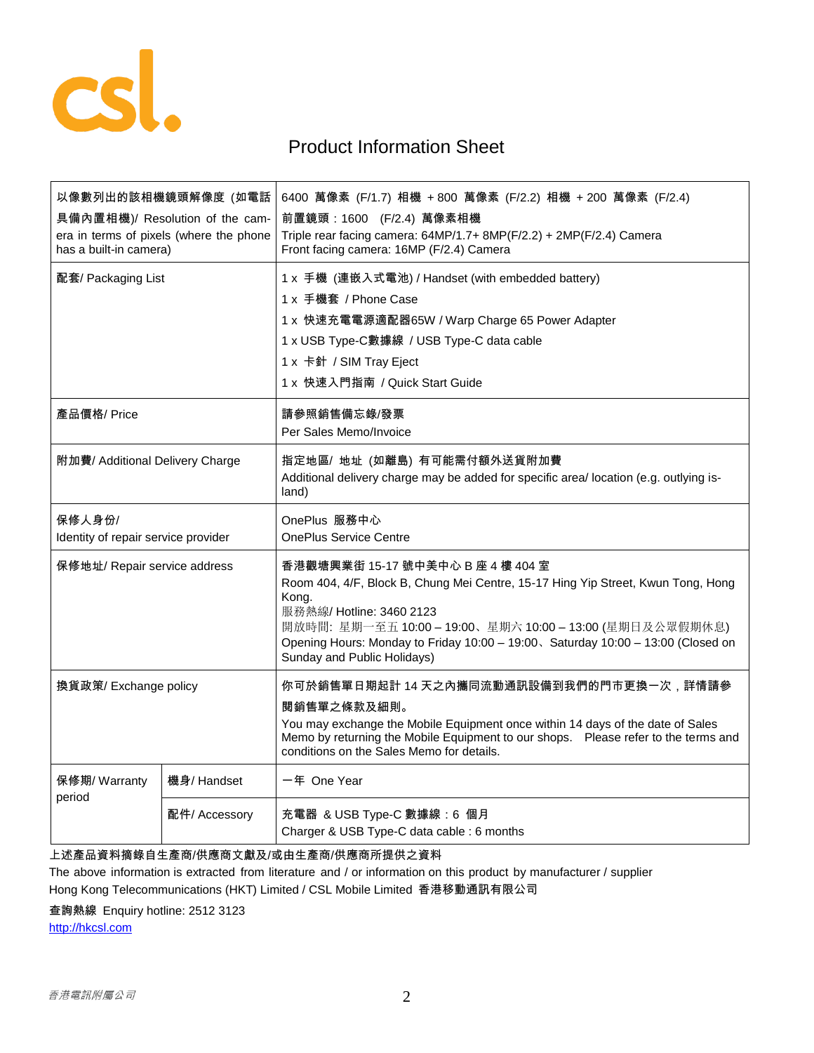# Product Information Sheet

| | | |
|---|---|---|
| 以像數列出的該相機鏡頭解像度（如電話具備內置相機)/ Resolution of the camera in terms of pixels (where the phone has a built-in camera) | | 6400 萬像素 (F/1.7) 相機 + 800 萬像素 (F/2.2) 相機 + 200 萬像素 (F/2.4)<br>前置鏡頭：1600 (F/2.4) 萬像素相機<br>Triple rear facing camera: 64MP/1.7+ 8MP(F/2.2) + 2MP(F/2.4) Camera<br>Front facing camera: 16MP (F/2.4) Camera |
| 配套/ Packaging List | | 1 x 手機 (連嵌入式電池) / Handset (with embedded battery)<br>1 x 手機套 / Phone Case<br>1 x 快速充電電源適配器65W / Warp Charge 65 Power Adapter<br>1 x USB Type-C數據線 / USB Type-C data cable<br>1 x 卡針 / SIM Tray Eject<br>1 x 快速入門指南 / Quick Start Guide |
| 產品價格/ Price | | 請參照銷售備忘錄/發票<br>Per Sales Memo/Invoice |
| 附加費/ Additional Delivery Charge | | 指定地區/ 地址 (如離島) 有可能需付額外送貨附加費<br>Additional delivery charge may be added for specific area/ location (e.g. outlying island) |
| 保修人身份/<br>Identity of repair service provider | | OnePlus 服務中心<br>OnePlus Service Centre |
| 保修地址/ Repair service address | | 香港觀塘興業街 15-17 號中美中心 B 座 4 樓 404 室<br>Room 404, 4/F, Block B, Chung Mei Centre, 15-17 Hing Yip Street, Kwun Tong, Hong Kong.<br>服務熱線/ Hotline: 3460 2123<br>開放時間: 星期一至五 10:00 – 19:00、星期六 10:00 – 13:00 (星期日及公眾假期休息)<br>Opening Hours: Monday to Friday 10:00 – 19:00、Saturday 10:00 – 13:00 (Closed on Sunday and Public Holidays) |
| 換貨政策/ Exchange policy | | 你可於銷售單日期起計 14 天之內攜同流動通訊設備到我們的門市更換一次，詳情請參閱銷售單之條款及細則。<br>You may exchange the Mobile Equipment once within 14 days of the date of Sales Memo by returning the Mobile Equipment to our shops. Please refer to the terms and conditions on the Sales Memo for details. |
| 保修期/ Warranty period | 機身/ Handset | 一年 One Year |
| | 配件/ Accessory | 充電器 & USB Type-C 數據線：6 個月<br>Charger & USB Type-C data cable : 6 months |

上述產品資料摘錄自生產商/供應商文獻及/或由生產商/供應商所提供之資料

The above information is extracted from literature and / or information on this product by manufacturer / supplier

Hong Kong Telecommunications (HKT) Limited / CSL Mobile Limited 香港移動通訊有限公司

查詢熱線 Enquiry hotline: 2512 3123

http://hkcsl.com

*香港電訊附屬公司*